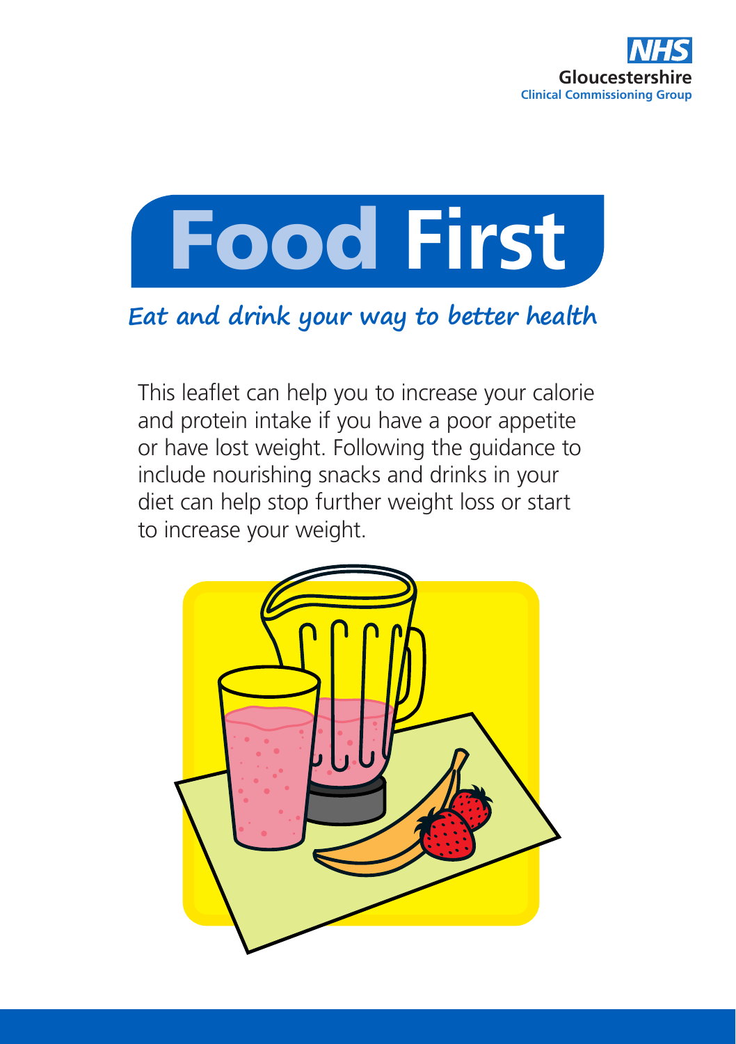NHS Gloucestershire
Clinical Commissioning Group

# Food First

## Eat and drink your way to better health

This leaflet can help you to increase your calorie and protein intake if you have a poor appetite or have lost weight. Following the guidance to include nourishing snacks and drinks in your diet can help stop further weight loss or start to increase your weight.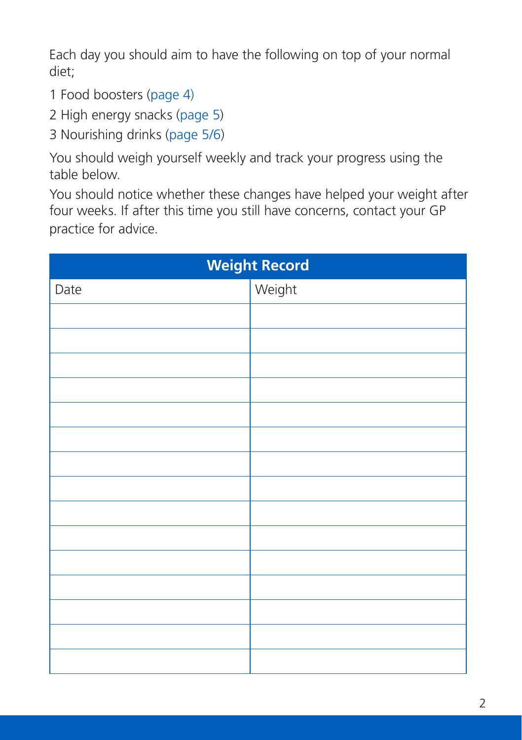Each day you should aim to have the following on top of your normal diet;

1 Food boosters (page 4)

2 High energy snacks (page 5)

3 Nourishing drinks (page 5/6)

You should weigh yourself weekly and track your progress using the table below.

You should notice whether these changes have helped your weight after four weeks. If after this time you still have concerns, contact your GP practice for advice.

| Weight Record | |
|---|---|
| Date | Weight |
| | |
| | |
| | |
| | |
| | |
| | |
| | |
| | |
| | |
| | |
| | |
| | |
| | |
| | |
| | |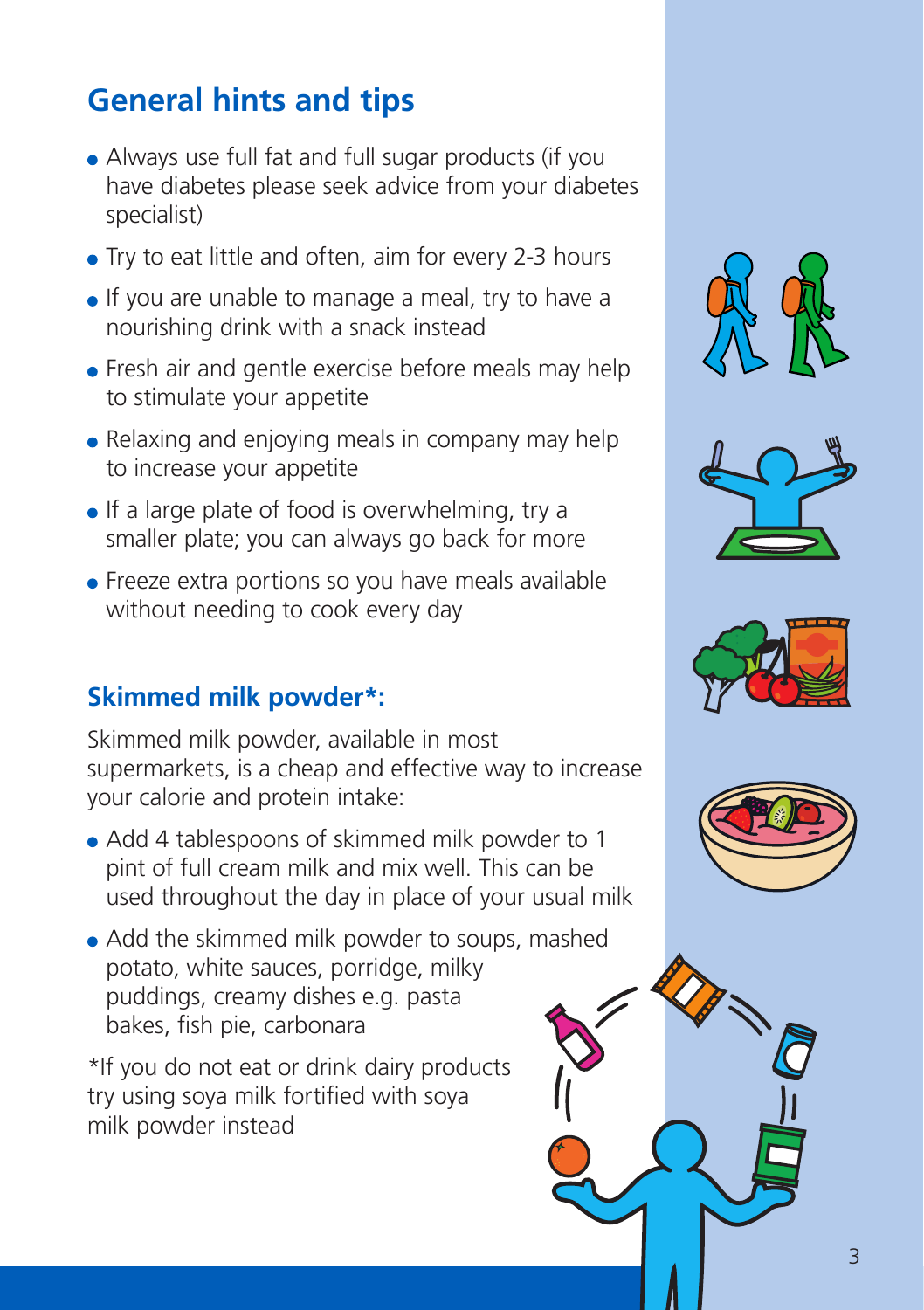## General hints and tips

- Always use full fat and full sugar products (if you have diabetes please seek advice from your diabetes specialist)
- Try to eat little and often, aim for every 2-3 hours
- If you are unable to manage a meal, try to have a nourishing drink with a snack instead
- Fresh air and gentle exercise before meals may help to stimulate your appetite
- Relaxing and enjoying meals in company may help to increase your appetite
- If a large plate of food is overwhelming, try a smaller plate; you can always go back for more
- Freeze extra portions so you have meals available without needing to cook every day

### Skimmed milk powder*:

Skimmed milk powder, available in most supermarkets, is a cheap and effective way to increase your calorie and protein intake:

- Add 4 tablespoons of skimmed milk powder to 1 pint of full cream milk and mix well. This can be used throughout the day in place of your usual milk
- Add the skimmed milk powder to soups, mashed potato, white sauces, porridge, milky puddings, creamy dishes e.g. pasta bakes, fish pie, carbonara

*If you do not eat or drink dairy products try using soya milk fortified with soya milk powder instead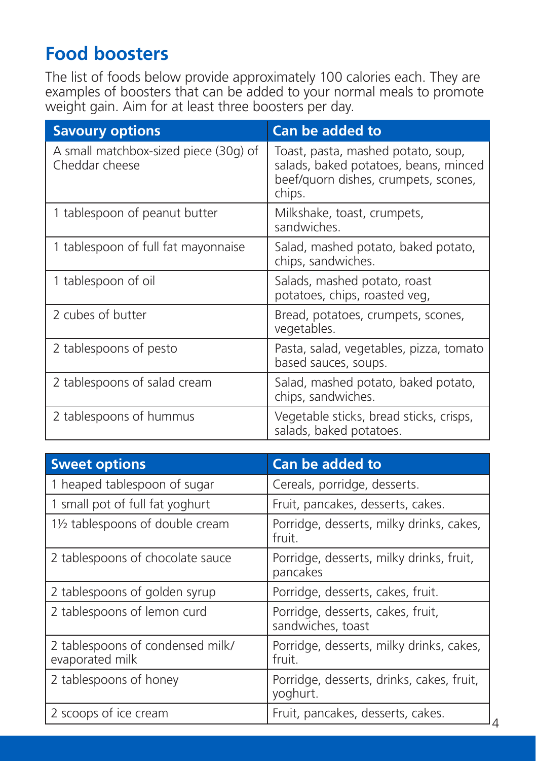## Food boosters

The list of foods below provide approximately 100 calories each. They are examples of boosters that can be added to your normal meals to promote weight gain. Aim for at least three boosters per day.

| Savoury options | Can be added to |
|---|---|
| A small matchbox-sized piece (30g) of Cheddar cheese | Toast, pasta, mashed potato, soup, salads, baked potatoes, beans, minced beef/quorn dishes, crumpets, scones, chips. |
| 1 tablespoon of peanut butter | Milkshake, toast, crumpets, sandwiches. |
| 1 tablespoon of full fat mayonnaise | Salad, mashed potato, baked potato, chips, sandwiches. |
| 1 tablespoon of oil | Salads, mashed potato, roast potatoes, chips, roasted veg, |
| 2 cubes of butter | Bread, potatoes, crumpets, scones, vegetables. |
| 2 tablespoons of pesto | Pasta, salad, vegetables, pizza, tomato based sauces, soups. |
| 2 tablespoons of salad cream | Salad, mashed potato, baked potato, chips, sandwiches. |
| 2 tablespoons of hummus | Vegetable sticks, bread sticks, crisps, salads, baked potatoes. |

| Sweet options | Can be added to |
|---|---|
| 1 heaped tablespoon of sugar | Cereals, porridge, desserts. |
| 1 small pot of full fat yoghurt | Fruit, pancakes, desserts, cakes. |
| 1½ tablespoons of double cream | Porridge, desserts, milky drinks, cakes, fruit. |
| 2 tablespoons of chocolate sauce | Porridge, desserts, milky drinks, fruit, pancakes |
| 2 tablespoons of golden syrup | Porridge, desserts, cakes, fruit. |
| 2 tablespoons of lemon curd | Porridge, desserts, cakes, fruit, sandwiches, toast |
| 2 tablespoons of condensed milk/ evaporated milk | Porridge, desserts, milky drinks, cakes, fruit. |
| 2 tablespoons of honey | Porridge, desserts, drinks, cakes, fruit, yoghurt. |
| 2 scoops of ice cream | Fruit, pancakes, desserts, cakes. |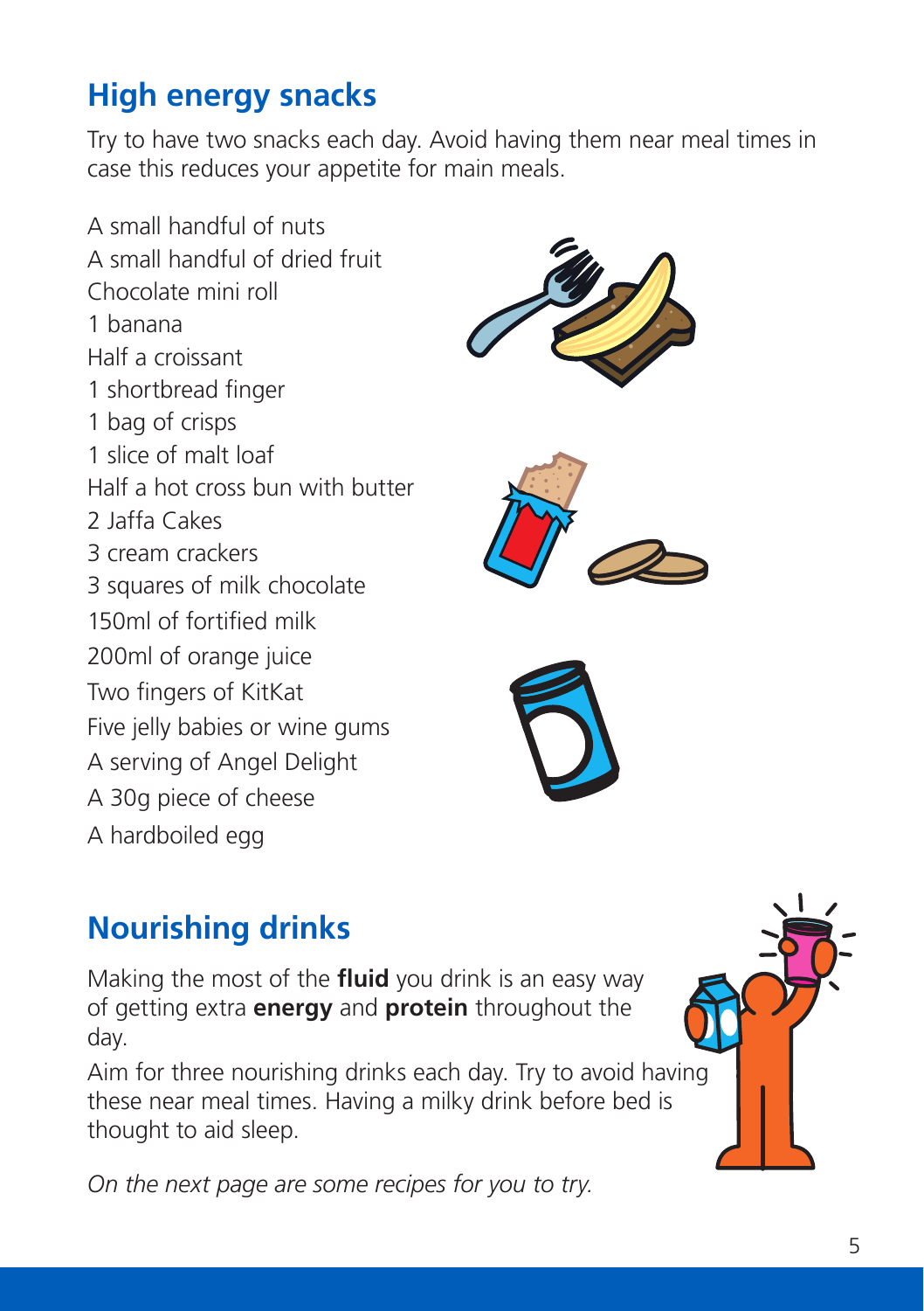## High energy snacks

Try to have two snacks each day. Avoid having them near meal times in case this reduces your appetite for main meals.

A small handful of nuts
A small handful of dried fruit
Chocolate mini roll
1 banana
Half a croissant
1 shortbread finger
1 bag of crisps
1 slice of malt loaf
Half a hot cross bun with butter
2 Jaffa Cakes
3 cream crackers
3 squares of milk chocolate
150ml of fortified milk
200ml of orange juice
Two fingers of KitKat
Five jelly babies or wine gums
A serving of Angel Delight
A 30g piece of cheese
A hardboiled egg

## Nourishing drinks

Making the most of the **fluid** you drink is an easy way of getting extra **energy** and **protein** throughout the day.

Aim for three nourishing drinks each day. Try to avoid having these near meal times. Having a milky drink before bed is thought to aid sleep.

*On the next page are some recipes for you to try.*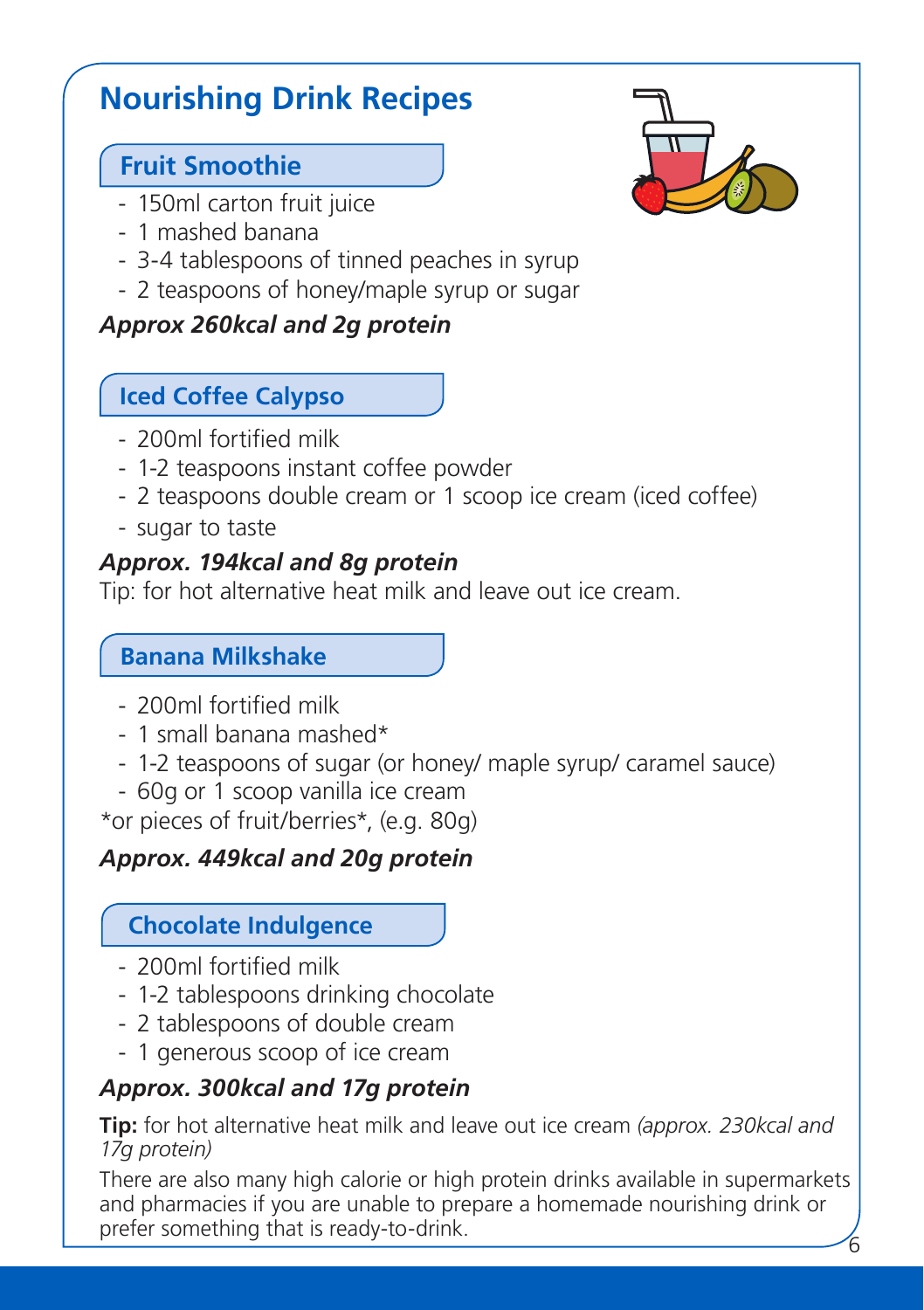# Nourishing Drink Recipes

## Fruit Smoothie

- 150ml carton fruit juice
- 1 mashed banana
- 3-4 tablespoons of tinned peaches in syrup
- 2 teaspoons of honey/maple syrup or sugar

***Approx 260kcal and 2g protein***

## Iced Coffee Calypso

- 200ml fortified milk
- 1-2 teaspoons instant coffee powder
- 2 teaspoons double cream or 1 scoop ice cream (iced coffee)
- sugar to taste

***Approx. 194kcal and 8g protein***

Tip: for hot alternative heat milk and leave out ice cream.

## Banana Milkshake

- 200ml fortified milk
- 1 small banana mashed*
- 1-2 teaspoons of sugar (or honey/ maple syrup/ caramel sauce)
- 60g or 1 scoop vanilla ice cream

*or pieces of fruit/berries*, (e.g. 80g)

***Approx. 449kcal and 20g protein***

## Chocolate Indulgence

- 200ml fortified milk
- 1-2 tablespoons drinking chocolate
- 2 tablespoons of double cream
- 1 generous scoop of ice cream

***Approx. 300kcal and 17g protein***

**Tip:** for hot alternative heat milk and leave out ice cream *(approx. 230kcal and 17g protein)*

There are also many high calorie or high protein drinks available in supermarkets and pharmacies if you are unable to prepare a homemade nourishing drink or prefer something that is ready-to-drink.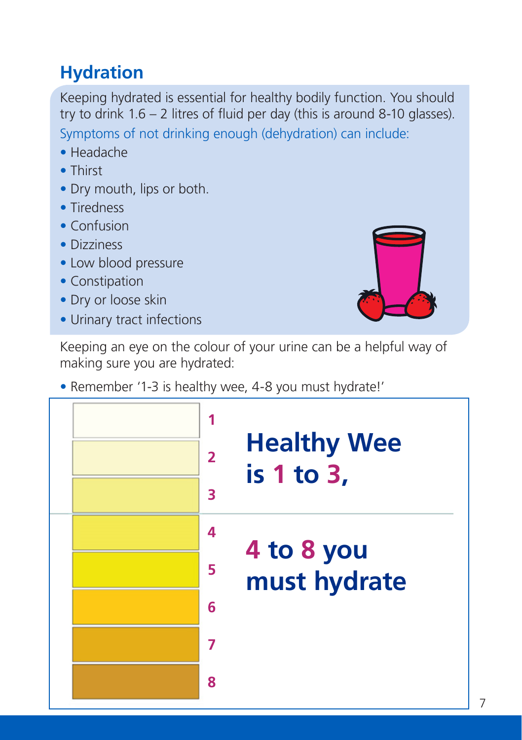## Hydration

Keeping hydrated is essential for healthy bodily function. You should try to drink 1.6 – 2 litres of fluid per day (this is around 8-10 glasses).

Symptoms of not drinking enough (dehydration) can include:

- Headache
- Thirst
- Dry mouth, lips or both.
- Tiredness
- Confusion
- Dizziness
- Low blood pressure
- Constipation
- Dry or loose skin
- Urinary tract infections

Keeping an eye on the colour of your urine can be a helpful way of making sure you are hydrated:

- Remember '1-3 is healthy wee, 4-8 you must hydrate!'

1
2
3

**Healthy Wee is 1 to 3,**

4
5
6
7
8

**4 to 8 you must hydrate**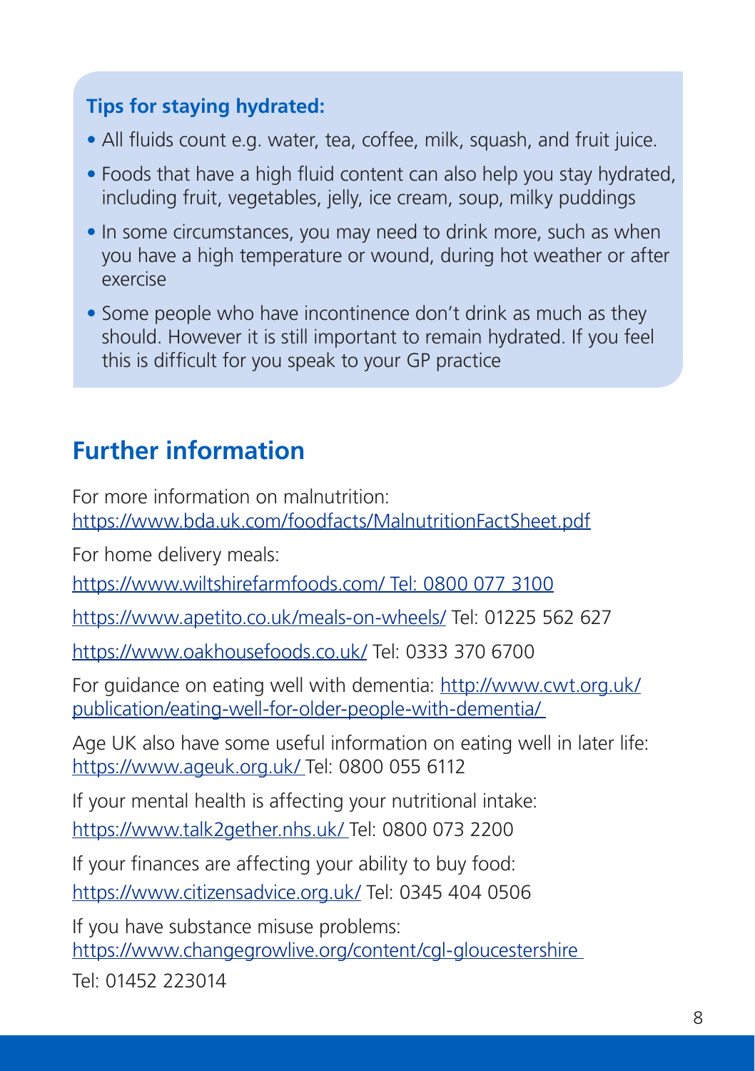**Tips for staying hydrated:**

- All fluids count e.g. water, tea, coffee, milk, squash, and fruit juice.
- Foods that have a high fluid content can also help you stay hydrated, including fruit, vegetables, jelly, ice cream, soup, milky puddings
- In some circumstances, you may need to drink more, such as when you have a high temperature or wound, during hot weather or after exercise
- Some people who have incontinence don't drink as much as they should. However it is still important to remain hydrated. If you feel this is difficult for you speak to your GP practice

## Further information

For more information on malnutrition:
https://www.bda.uk.com/foodfacts/MalnutritionFactSheet.pdf

For home delivery meals:

https://www.wiltshirefarmfoods.com/ Tel: 0800 077 3100

https://www.apetito.co.uk/meals-on-wheels/ Tel: 01225 562 627

https://www.oakhousefoods.co.uk/ Tel: 0333 370 6700

For guidance on eating well with dementia: http://www.cwt.org.uk/publication/eating-well-for-older-people-with-dementia/

Age UK also have some useful information on eating well in later life:
https://www.ageuk.org.uk/ Tel: 0800 055 6112

If your mental health is affecting your nutritional intake:
https://www.talk2gether.nhs.uk/ Tel: 0800 073 2200

If your finances are affecting your ability to buy food:
https://www.citizensadvice.org.uk/ Tel: 0345 404 0506

If you have substance misuse problems:
https://www.changegrowlive.org/content/cgl-gloucestershire
Tel: 01452 223014